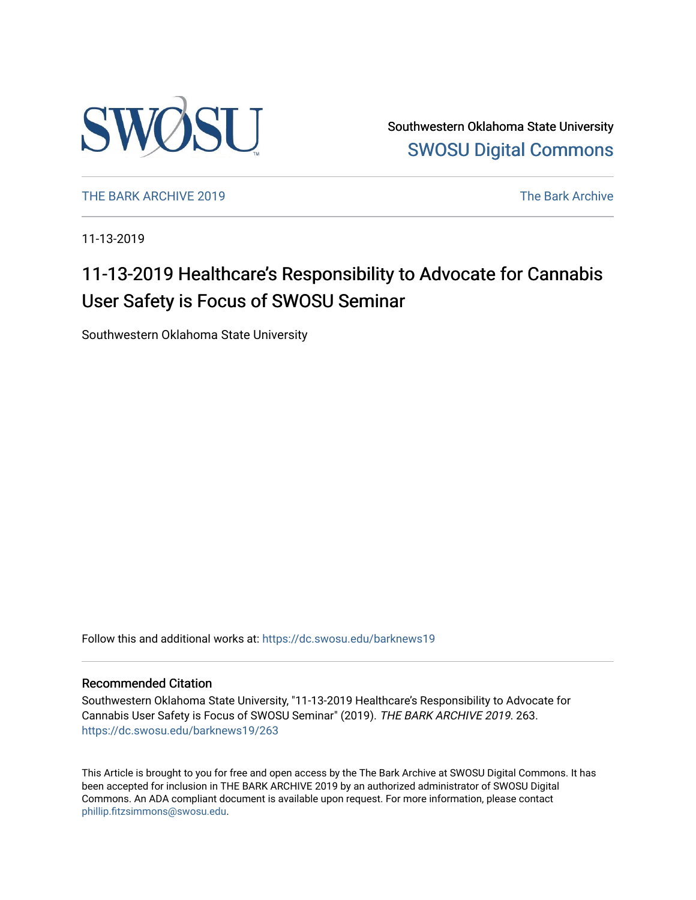Southwestern Oklahoma State University
SWOSU Digital Commons

THE BARK ARCHIVE 2019 The Bark Archive

11-13-2019

# 11-13-2019 Healthcare's Responsibility to Advocate for Cannabis User Safety is Focus of SWOSU Seminar

Southwestern Oklahoma State University

Follow this and additional works at: https://dc.swosu.edu/barknews19

## Recommended Citation

Southwestern Oklahoma State University, "11-13-2019 Healthcare's Responsibility to Advocate for Cannabis User Safety is Focus of SWOSU Seminar" (2019). *THE BARK ARCHIVE 2019*. 263.
https://dc.swosu.edu/barknews19/263

This Article is brought to you for free and open access by the The Bark Archive at SWOSU Digital Commons. It has been accepted for inclusion in THE BARK ARCHIVE 2019 by an authorized administrator of SWOSU Digital Commons. An ADA compliant document is available upon request. For more information, please contact phillip.fitzsimmons@swosu.edu.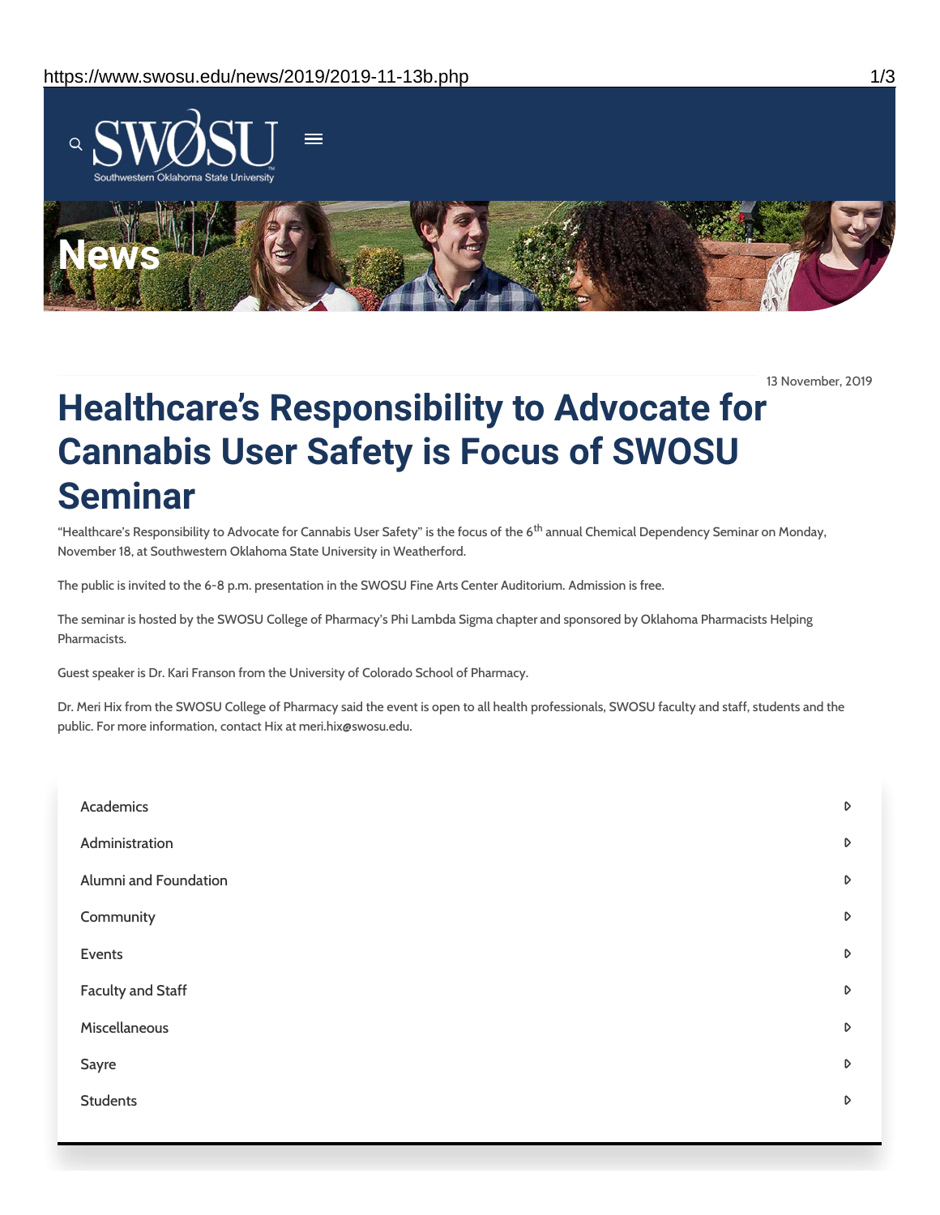# News

13 November, 2019

# Healthcare's Responsibility to Advocate for Cannabis User Safety is Focus of SWOSU Seminar

"Healthcare's Responsibility to Advocate for Cannabis User Safety" is the focus of the 6th annual Chemical Dependency Seminar on Monday, November 18, at Southwestern Oklahoma State University in Weatherford.

The public is invited to the 6-8 p.m. presentation in the SWOSU Fine Arts Center Auditorium. Admission is free.

The seminar is hosted by the SWOSU College of Pharmacy's Phi Lambda Sigma chapter and sponsored by Oklahoma Pharmacists Helping Pharmacists.

Guest speaker is Dr. Kari Franson from the University of Colorado School of Pharmacy.

Dr. Meri Hix from the SWOSU College of Pharmacy said the event is open to all health professionals, SWOSU faculty and staff, students and the public. For more information, contact Hix at meri.hix@swosu.edu.

- Academics
- Administration
- Alumni and Foundation
- Community
- Events
- Faculty and Staff
- Miscellaneous
- Sayre
- Students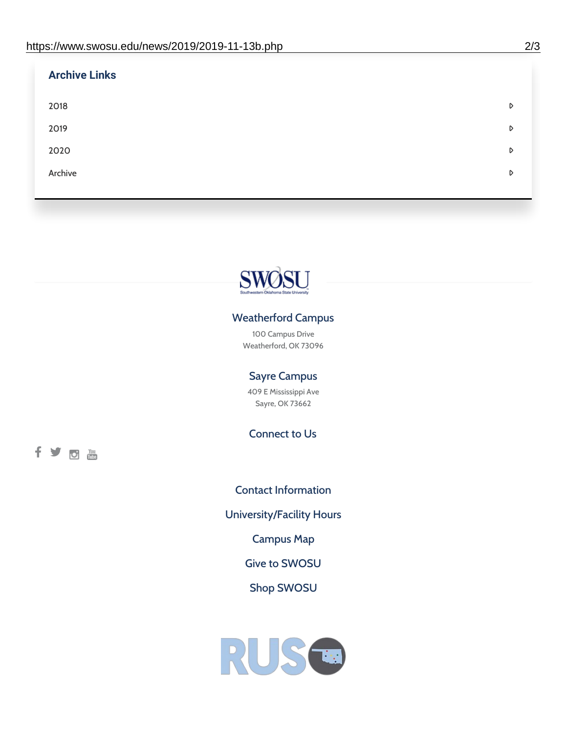## Archive Links

- 2018
- 2019
- 2020
- Archive

### Weatherford Campus

100 Campus Drive
Weatherford, OK 73096

### Sayre Campus

409 E Mississippi Ave
Sayre, OK 73662

### Connect to Us

Contact Information

University/Facility Hours

Campus Map

Give to SWOSU

Shop SWOSU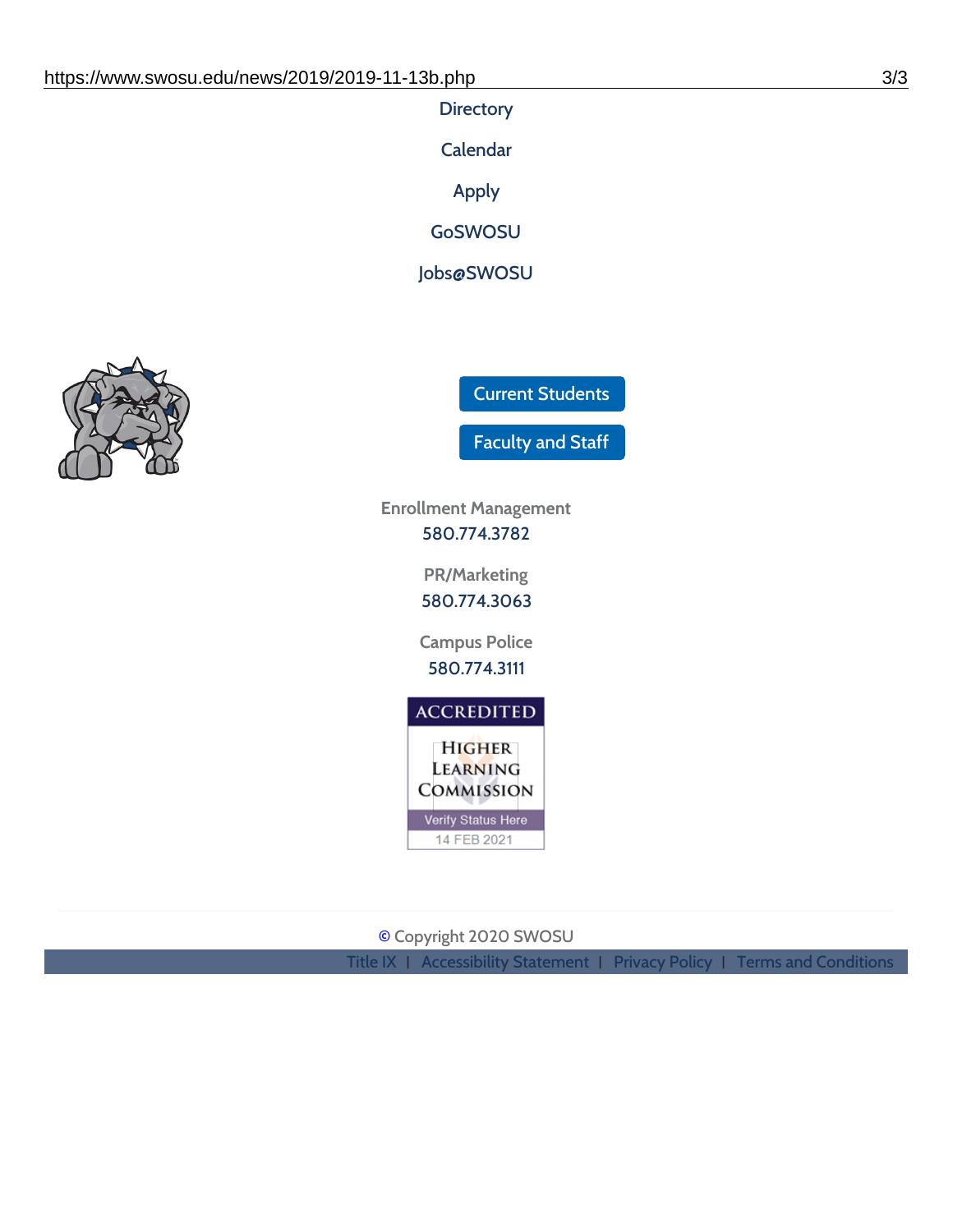Directory

Calendar

Apply

GoSWOSU

Jobs@SWOSU

Current Students

Faculty and Staff

Enrollment Management
580.774.3782

PR/Marketing
580.774.3063

Campus Police
580.774.3111

ACCREDITED
HIGHER LEARNING COMMISSION
Verify Status Here
14 FEB 2021

© Copyright 2020 SWOSU

Title IX | Accessibility Statement | Privacy Policy | Terms and Conditions